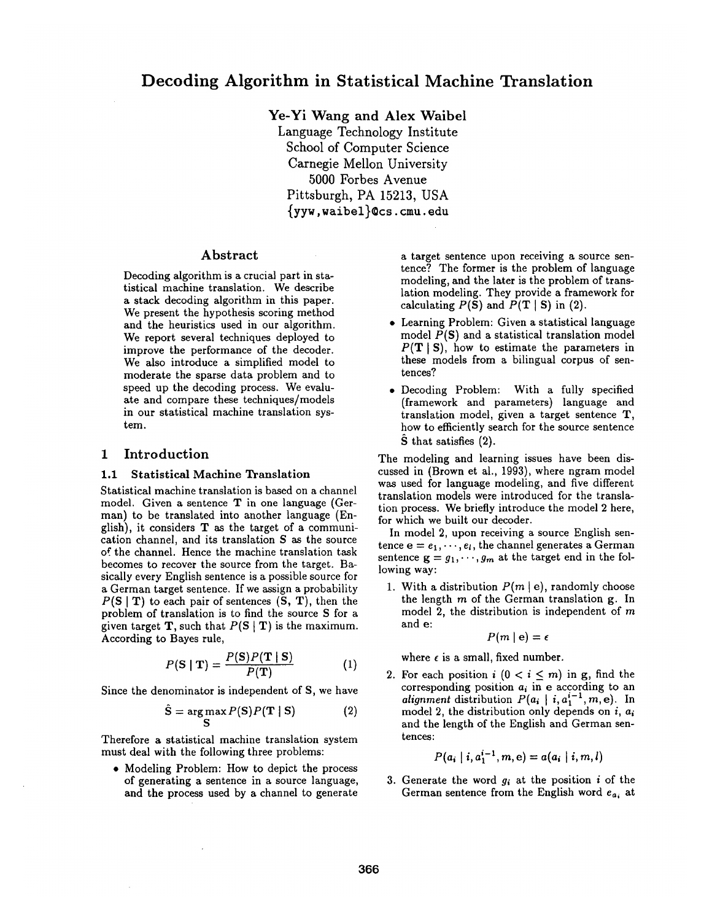# Decoding Algorithm in Statistical Machine Translation

**Ye-Yi Wang and Alex Waibel**

Language Technology Institute
School of Computer Science
Carnegie Mellon University
5000 Forbes Avenue
Pittsburgh, PA 15213, USA
{yyw,waibel}@cs.cmu.edu

## Abstract

Decoding algorithm is a crucial part in statistical machine translation. We describe a stack decoding algorithm in this paper. We present the hypothesis scoring method and the heuristics used in our algorithm. We report several techniques deployed to improve the performance of the decoder. We also introduce a simplified model to moderate the sparse data problem and to speed up the decoding process. We evaluate and compare these techniques/models in our statistical machine translation system.

## 1 Introduction

### 1.1 Statistical Machine Translation

Statistical machine translation is based on a channel model. Given a sentence **T** in one language (German) to be translated into another language (English), it considers **T** as the target of a communication channel, and its translation **S** as the source of the channel. Hence the machine translation task becomes to recover the source from the target. Basically every English sentence is a possible source for a German target sentence. If we assign a probability $P(\mathbf{S} \mid \mathbf{T})$ to each pair of sentences $(\mathbf{S}, \mathbf{T})$, then the problem of translation is to find the source **S** for a given target **T**, such that $P(\mathbf{S} \mid \mathbf{T})$ is the maximum. According to Bayes rule,

$$P(\mathbf{S} \mid \mathbf{T}) = \frac{P(\mathbf{S})P(\mathbf{T} \mid \mathbf{S})}{P(\mathbf{T})} \quad (1)$$

Since the denominator is independent of **S**, we have

$$\hat{\mathbf{S}} = \arg\max_{\mathbf{S}} P(\mathbf{S})P(\mathbf{T} \mid \mathbf{S}) \quad (2)$$

Therefore a statistical machine translation system must deal with the following three problems:

- Modeling Problem: How to depict the process of generating a sentence in a source language, and the process used by a channel to generate a target sentence upon receiving a source sentence? The former is the problem of language modeling, and the later is the problem of translation modeling. They provide a framework for calculating $P(\mathbf{S})$ and $P(\mathbf{T} \mid \mathbf{S})$ in (2).
- Learning Problem: Given a statistical language model $P(\mathbf{S})$ and a statistical translation model $P(\mathbf{T} \mid \mathbf{S})$, how to estimate the parameters in these models from a bilingual corpus of sentences?
- Decoding Problem: With a fully specified (framework and parameters) language and translation model, given a target sentence **T**, how to efficiently search for the source sentence $\hat{\mathbf{S}}$ that satisfies (2).

The modeling and learning issues have been discussed in (Brown et al., 1993), where ngram model was used for language modeling, and five different translation models were introduced for the translation process. We briefly introduce the model 2 here, for which we built our decoder.

In model 2, upon receiving a source English sentence $\mathbf{e} = e_1, \cdots, e_l$, the channel generates a German sentence $\mathbf{g} = g_1, \cdots, g_m$ at the target end in the following way:

1. With a distribution $P(m \mid \mathbf{e})$, randomly choose the length $m$ of the German translation **g**. In model 2, the distribution is independent of $m$ and **e**:
$$P(m \mid \mathbf{e}) = \epsilon$$
where $\epsilon$ is a small, fixed number.
2. For each position $i$ $(0 < i \leq m)$ in **g**, find the corresponding position $a_i$ in **e** according to an *alignment* distribution $P(a_i \mid i, a_1^{i-1}, m, \mathbf{e})$. In model 2, the distribution only depends on $i$, $a_i$ and the length of the English and German sentences:
$$P(a_i \mid i, a_1^{i-1}, m, \mathbf{e}) = a(a_i \mid i, m, l)$$
3. Generate the word $g_i$ at the position $i$ of the German sentence from the English word $e_{a_i}$ at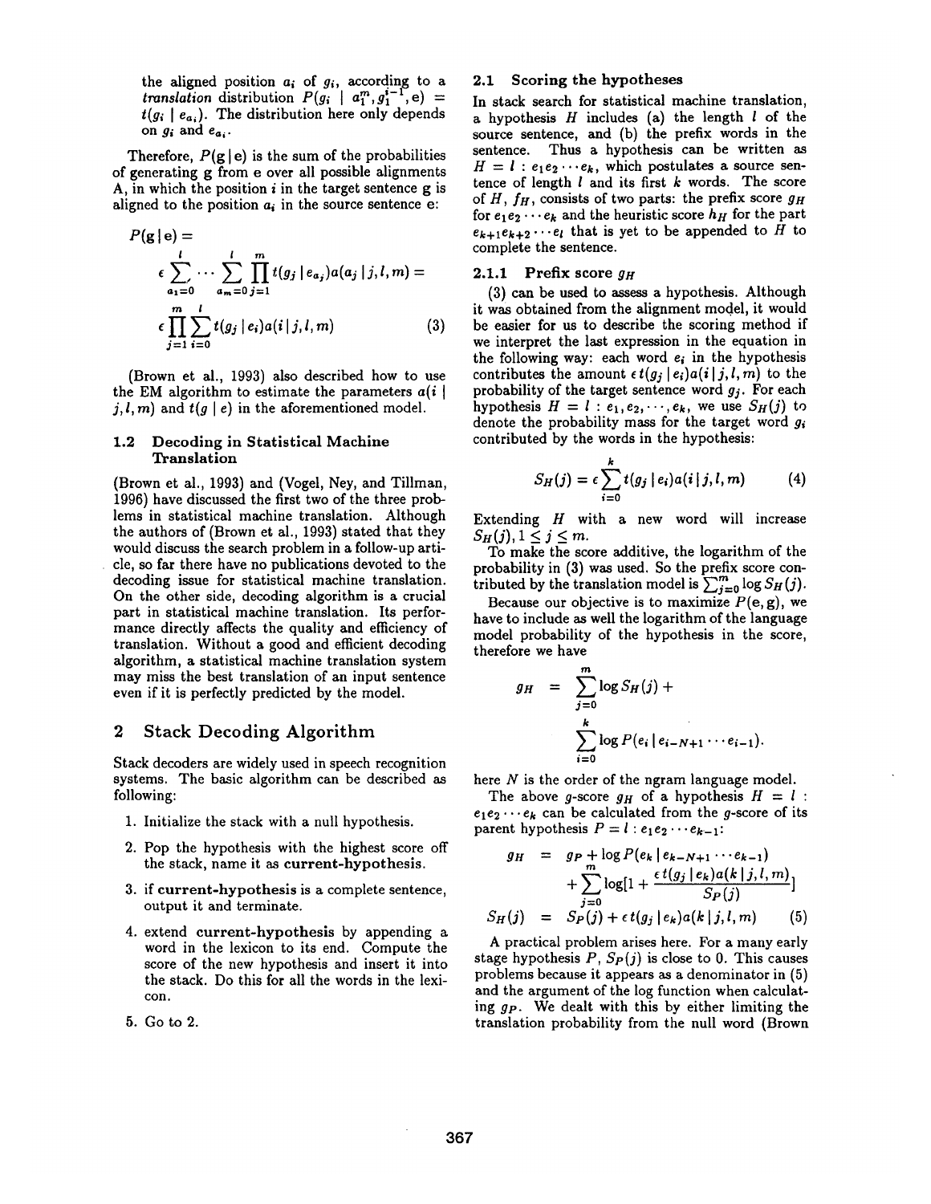the aligned position $a_i$ of $g_i$, according to a *translation* distribution $P(g_i \mid a_1^m, g_1^{i-1}, \mathbf{e}) = t(g_i \mid e_{a_i})$. The distribution here only depends on $g_i$ and $e_{a_i}$.

Therefore, $P(\mathbf{g} \mid \mathbf{e})$ is the sum of the probabilities of generating $\mathbf{g}$ from $\mathbf{e}$ over all possible alignments A, in which the position $i$ in the target sentence $\mathbf{g}$ is aligned to the position $a_i$ in the source sentence $\mathbf{e}$:

$$P(\mathbf{g} \mid \mathbf{e}) = \epsilon \sum_{a_1=0}^{l} \cdots \sum_{a_m=0}^{l} \prod_{j=1}^{m} t(g_j \mid e_{a_j}) a(a_j \mid j, l, m) = \epsilon \prod_{j=1}^{m} \sum_{i=0}^{l} t(g_j \mid e_i) a(i \mid j, l, m) \quad (3)$$

(Brown et al., 1993) also described how to use the EM algorithm to estimate the parameters $a(i \mid j, l, m)$ and $t(g \mid e)$ in the aforementioned model.

### 1.2 Decoding in Statistical Machine Translation

(Brown et al., 1993) and (Vogel, Ney, and Tillman, 1996) have discussed the first two of the three problems in statistical machine translation. Although the authors of (Brown et al., 1993) stated that they would discuss the search problem in a follow-up article, so far there have no publications devoted to the decoding issue for statistical machine translation. On the other side, decoding algorithm is a crucial part in statistical machine translation. Its performance directly affects the quality and efficiency of translation. Without a good and efficient decoding algorithm, a statistical machine translation system may miss the best translation of an input sentence even if it is perfectly predicted by the model.

## 2 Stack Decoding Algorithm

Stack decoders are widely used in speech recognition systems. The basic algorithm can be described as following:

1. Initialize the stack with a null hypothesis.
2. Pop the hypothesis with the highest score off the stack, name it as **current-hypothesis**.
3. if **current-hypothesis** is a complete sentence, output it and terminate.
4. extend **current-hypothesis** by appending a word in the lexicon to its end. Compute the score of the new hypothesis and insert it into the stack. Do this for all the words in the lexicon.
5. Go to 2.

### 2.1 Scoring the hypotheses

In stack search for statistical machine translation, a hypothesis $H$ includes (a) the length $l$ of the source sentence, and (b) the prefix words in the sentence. Thus a hypothesis can be written as $H = l : e_1 e_2 \cdots e_k$, which postulates a source sentence of length $l$ and its first $k$ words. The score of $H$, $f_H$, consists of two parts: the prefix score $g_H$ for $e_1 e_2 \cdots e_k$ and the heuristic score $h_H$ for the part $e_{k+1} e_{k+2} \cdots e_l$ that is yet to be appended to $H$ to complete the sentence.

#### 2.1.1 Prefix score $g_H$

(3) can be used to assess a hypothesis. Although it was obtained from the alignment model, it would be easier for us to describe the scoring method if we interpret the last expression in the equation in the following way: each word $e_i$ in the hypothesis contributes the amount $\epsilon t(g_j \mid e_i) a(i \mid j, l, m)$ to the probability of the target sentence word $g_j$. For each hypothesis $H = l : e_1, e_2, \cdots, e_k$, we use $S_H(j)$ to denote the probability mass for the target word $g_i$ contributed by the words in the hypothesis:

$$S_H(j) = \epsilon \sum_{i=0}^{k} t(g_j \mid e_i) a(i \mid j, l, m) \quad (4)$$

Extending $H$ with a new word will increase $S_H(j), 1 \leq j \leq m$.

To make the score additive, the logarithm of the probability in (3) was used. So the prefix score contributed by the translation model is $\sum_{j=0}^{m} \log S_H(j)$. Because our objective is to maximize $P(\mathbf{e}, \mathbf{g})$, we have to include as well the logarithm of the language model probability of the hypothesis in the score, therefore we have

$$g_H = \sum_{j=0}^{m} \log S_H(j) + \sum_{i=0}^{k} \log P(e_i \mid e_{i-N+1} \cdots e_{i-1}).$$

here $N$ is the order of the ngram language model.

The above $g$-score $g_H$ of a hypothesis $H = l : e_1 e_2 \cdots e_k$ can be calculated from the $g$-score of its parent hypothesis $P = l : e_1 e_2 \cdots e_{k-1}$:

$$\begin{aligned} g_H &= g_P + \log P(e_k \mid e_{k-N+1} \cdots e_{k-1}) \\ &\quad + \sum_{j=0}^{m} \log[1 + \frac{\epsilon t(g_j \mid e_k) a(k \mid j, l, m)}{S_P(j)}] \\ S_H(j) &= S_P(j) + \epsilon t(g_j \mid e_k) a(k \mid j, l, m) \end{aligned} \quad (5)$$

A practical problem arises here. For a many early stage hypothesis $P$, $S_P(j)$ is close to 0. This causes problems because it appears as a denominator in (5) and the argument of the log function when calculating $g_P$. We dealt with this by either limiting the translation probability from the null word (Brown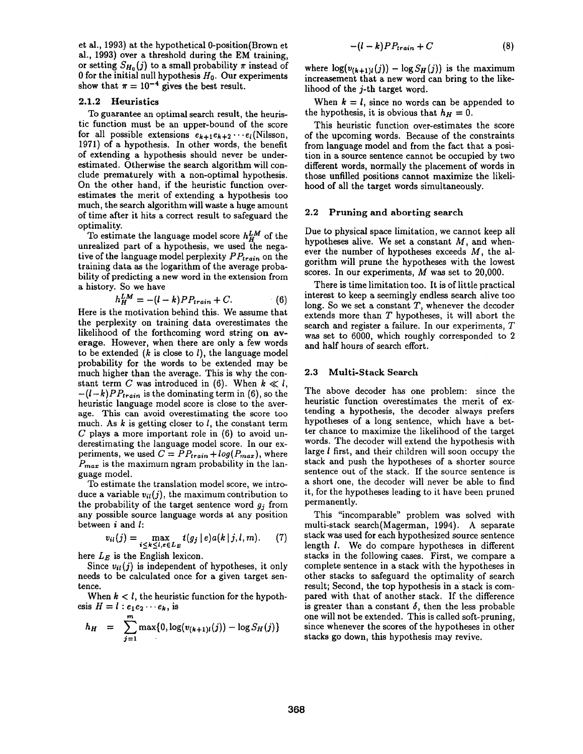et al., 1993) at the hypothetical 0-position(Brown et al., 1993) over a threshold during the EM training, or setting $S_{H_0}(j)$ to a small probability $\pi$ instead of 0 for the initial null hypothesis $H_0$. Our experiments show that $\pi = 10^{-4}$ gives the best result.

### 2.1.2 Heuristics

To guarantee an optimal search result, the heuristic function must be an upper-bound of the score for all possible extensions $e_{k+1}e_{k+2}\cdots e_l$(Nilsson, 1971) of a hypothesis. In other words, the benefit of extending a hypothesis should never be underestimated. Otherwise the search algorithm will conclude prematurely with a non-optimal hypothesis. On the other hand, if the heuristic function overestimates the merit of extending a hypothesis too much, the search algorithm will waste a huge amount of time after it hits a correct result to safeguard the optimality.

To estimate the language model score $h_H^{LM}$ of the unrealized part of a hypothesis, we used the negative of the language model perplexity $PP_{train}$ on the training data as the logarithm of the average probability of predicting a new word in the extension from a history. So we have

$$h_H^{LM} = -(l-k)PP_{train} + C. \quad (6)$$

Here is the motivation behind this. We assume that the perplexity on training data overestimates the likelihood of the forthcoming word string **on average**. However, when there are only a few words to be extended ($k$ is close to $l$), the language model probability for the words to be extended may be much higher than the average. This is why the constant term $C$ was introduced in (6). When $k \ll l$, $-(l-k)PP_{train}$ is the dominating term in (6), so the heuristic language model score is close to the average. This can avoid overestimating the score too much. As $k$ is getting closer to $l$, the constant term $C$ plays a more important role in (6) to avoid underestimating the language model score. In our experiments, we used $C = PP_{train} + log(P_{max})$, where $P_{max}$ is the maximum ngram probability in the language model.

To estimate the translation model score, we introduce a variable $v_{il}(j)$, the maximum contribution to the probability of the target sentence word $g_j$ from any possible source language words at any position between $i$ and $l$:

$$v_{il}(j) = \max_{i \leq k \leq l, e \in L_E} t(g_j \mid e)a(k \mid j, l, m). \quad (7)$$

here $L_E$ is the English lexicon.

Since $v_{il}(j)$ is independent of hypotheses, it only needs to be calculated once for a given target sentence.

When $k < l$, the heuristic function for the hypothesis $H = l : e_1 e_2 \cdots e_k$, is

$$h_H = \sum_{j=1}^{m} \max\{0, \log(v_{(k+1)l}(j)) - \log S_H(j)\}$$
$$-(l-k)PP_{train} + C \quad (8)$$

where $\log(v_{(k+1)l}(j)) - \log S_H(j))$ is the maximum increasement that a new word can bring to the likelihood of the $j$-th target word.

When $k = l$, since no words can be appended to the hypothesis, it is obvious that $h_H = 0$.

This heuristic function over-estimates the score of the upcoming words. Because of the constraints from language model and from the fact that a position in a source sentence cannot be occupied by two different words, normally the placement of words in those unfilled positions cannot maximize the likelihood of all the target words simultaneously.

## 2.2 Pruning and aborting search

Due to physical space limitation, we cannot keep all hypotheses alive. We set a constant $M$, and whenever the number of hypotheses exceeds $M$, the algorithm will prune the hypotheses with the lowest scores. In our experiments, $M$ was set to 20,000.

There is time limitation too. It is of little practical interest to keep a seemingly endless search alive too long. So we set a constant $T$, whenever the decoder extends more than $T$ hypotheses, it will abort the search and register a failure. In our experiments, $T$ was set to 6000, which roughly corresponded to 2 and half hours of search effort.

## 2.3 Multi-Stack Search

The above decoder has one problem: since the heuristic function overestimates the merit of extending a hypothesis, the decoder always prefers hypotheses of a long sentence, which have a better chance to maximize the likelihood of the target words. The decoder will extend the hypothesis with large $l$ first, and their children will soon occupy the stack and push the hypotheses of a shorter source sentence out of the stack. If the source sentence is a short one, the decoder will never be able to find it, for the hypotheses leading to it have been pruned permanently.

This "incomparable" problem was solved with multi-stack search(Magerman, 1994). A separate stack was used for each hypothesized source sentence length $l$. We do compare hypotheses in different stacks in the following cases. First, we compare a complete sentence in a stack with the hypotheses in other stacks to safeguard the optimality of search result; Second, the top hypothesis in a stack is compared with that of another stack. If the difference is greater than a constant $\delta$, then the less probable one will not be extended. This is called soft-pruning, since whenever the scores of the hypotheses in other stacks go down, this hypothesis may revive.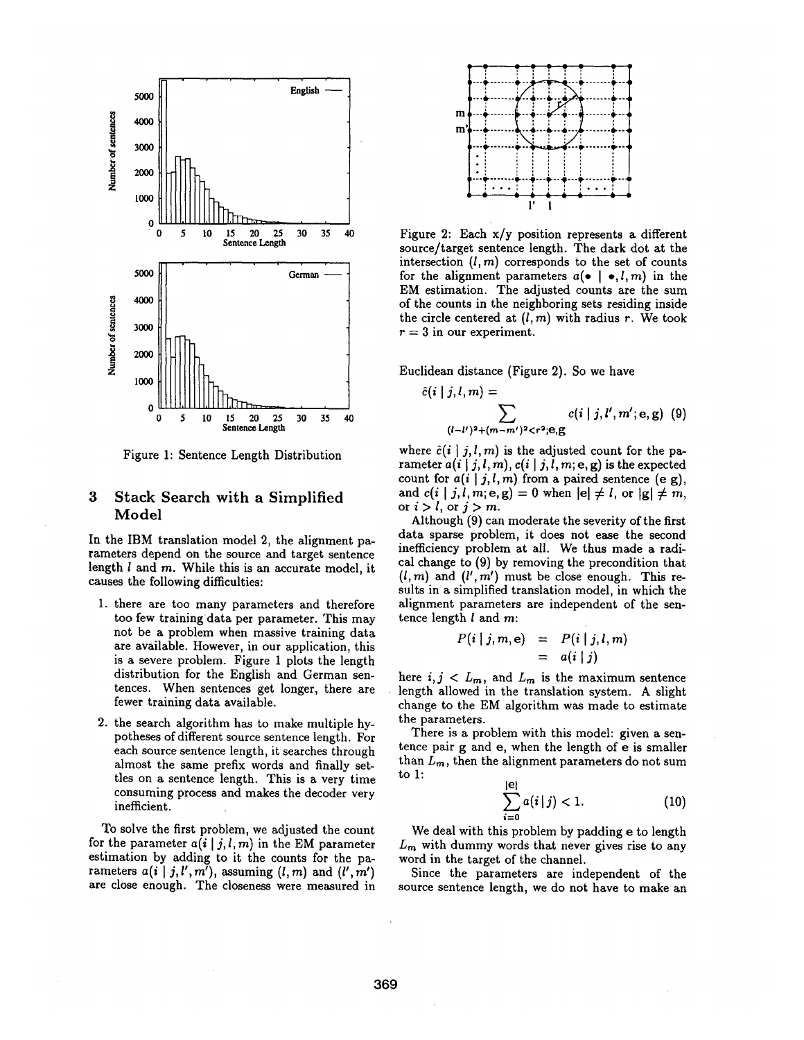Figure 1: Sentence Length Distribution

## 3 Stack Search with a Simplified Model

In the IBM translation model 2, the alignment parameters depend on the source and target sentence length $l$ and $m$. While this is an accurate model, it causes the following difficulties:

1. there are too many parameters and therefore too few training data per parameter. This may not be a problem when massive training data are available. However, in our application, this is a severe problem. Figure 1 plots the length distribution for the English and German sentences. When sentences get longer, there are fewer training data available.
2. the search algorithm has to make multiple hypotheses of different source sentence length. For each source sentence length, it searches through almost the same prefix words and finally settles on a sentence length. This is a very time consuming process and makes the decoder very inefficient.

To solve the first problem, we adjusted the count for the parameter $a(i \mid j, l, m)$ in the EM parameter estimation by adding to it the counts for the parameters $a(i \mid j, l', m')$, assuming $(l, m)$ and $(l', m')$ are close enough. The closeness were measured in

Figure 2: Each x/y position represents a different source/target sentence length. The dark dot at the intersection $(l, m)$ corresponds to the set of counts for the alignment parameters $a(\bullet \mid \bullet, l, m)$ in the EM estimation. The adjusted counts are the sum of the counts in the neighboring sets residing inside the circle centered at $(l, m)$ with radius $r$. We took $r = 3$ in our experiment.

Euclidean distance (Figure 2). So we have

$$\hat{c}(i \mid j, l, m) = \sum_{(l-l')^2+(m-m')^2<r^2; \mathbf{e}, \mathbf{g}} c(i \mid j, l', m'; \mathbf{e}, \mathbf{g}) \quad (9)$$

where $\hat{c}(i \mid j, l, m)$ is the adjusted count for the parameter $a(i \mid j, l, m)$, $c(i \mid j, l, m; \mathbf{e}, \mathbf{g})$ is the expected count for $a(i \mid j, l, m)$ from a paired sentence $(\mathbf{e}\ \mathbf{g})$, and $c(i \mid j, l, m; \mathbf{e}, \mathbf{g}) = 0$ when $|\mathbf{e}| \neq l$, or $|\mathbf{g}| \neq m$, or $i > l$, or $j > m$.

Although (9) can moderate the severity of the first data sparse problem, it does not ease the second inefficiency problem at all. We thus made a radical change to (9) by removing the precondition that $(l, m)$ and $(l', m')$ must be close enough. This results in a simplified translation model, in which the alignment parameters are independent of the sentence length $l$ and $m$:

$$\begin{aligned} P(i \mid j, m, \mathbf{e}) &= P(i \mid j, l, m) \\ &= a(i \mid j) \end{aligned}$$

here $i, j < L_m$, and $L_m$ is the maximum sentence length allowed in the translation system. A slight change to the EM algorithm was made to estimate the parameters.

There is a problem with this model: given a sentence pair $\mathbf{g}$ and $\mathbf{e}$, when the length of $\mathbf{e}$ is smaller than $L_m$, then the alignment parameters do not sum to 1:

$$\sum_{i=0}^{|\mathbf{e}|} a(i \mid j) < 1. \quad (10)$$

We deal with this problem by padding $\mathbf{e}$ to length $L_m$ with dummy words that never gives rise to any word in the target of the channel.

Since the parameters are independent of the source sentence length, we do not have to make an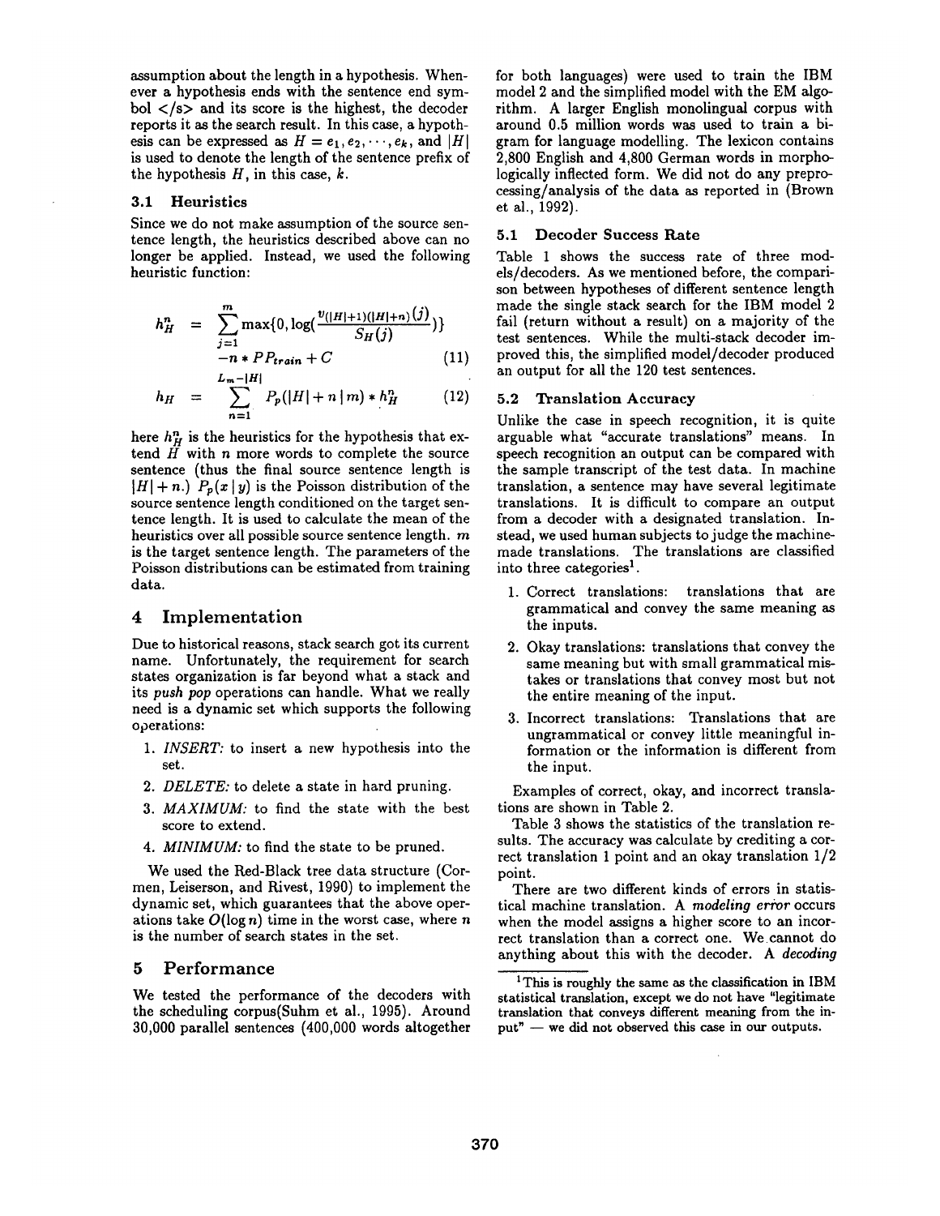assumption about the length in a hypothesis. Whenever a hypothesis ends with the sentence end symbol </s> and its score is the highest, the decoder reports it as the search result. In this case, a hypothesis can be expressed as $H = e_1, e_2, \cdots, e_k$, and $|H|$ is used to denote the length of the sentence prefix of the hypothesis $H$, in this case, $k$.

### 3.1 Heuristics

Since we do not make assumption of the source sentence length, the heuristics described above can no longer be applied. Instead, we used the following heuristic function:

$$h_H^n = \sum_{j=1}^{m} \max\{0, \log(\frac{v_{(|H|+1)(|H|+n)}(j)}{S_H(j)})\} - n * PP_{train} + C \quad (11)$$

$$h_H = \sum_{n=1}^{L_m - |H|} P_p(|H| + n \mid m) * h_H^n \quad (12)$$

here $h_H^n$ is the heuristics for the hypothesis that extend $H$ with $n$ more words to complete the source sentence (thus the final source sentence length is $|H| + n$.) $P_p(x \mid y)$ is the Poisson distribution of the source sentence length conditioned on the target sentence length. It is used to calculate the mean of the heuristics over all possible source sentence length. $m$ is the target sentence length. The parameters of the Poisson distributions can be estimated from training data.

## 4 Implementation

Due to historical reasons, stack search got its current name. Unfortunately, the requirement for search states organization is far beyond what a stack and its *push pop* operations can handle. What we really need is a dynamic set which supports the following operations:

1. *INSERT:* to insert a new hypothesis into the set.
2. *DELETE:* to delete a state in hard pruning.
3. *MAXIMUM:* to find the state with the best score to extend.
4. *MINIMUM:* to find the state to be pruned.

We used the Red-Black tree data structure (Cormen, Leiserson, and Rivest, 1990) to implement the dynamic set, which guarantees that the above operations take $O(\log n)$ time in the worst case, where $n$ is the number of search states in the set.

## 5 Performance

We tested the performance of the decoders with the scheduling corpus(Suhm et al., 1995). Around 30,000 parallel sentences (400,000 words altogether for both languages) were used to train the IBM model 2 and the simplified model with the EM algorithm. A larger English monolingual corpus with around 0.5 million words was used to train a bigram for language modelling. The lexicon contains 2,800 English and 4,800 German words in morphologically inflected form. We did not do any preprocessing/analysis of the data as reported in (Brown et al., 1992).

### 5.1 Decoder Success Rate

Table 1 shows the success rate of three models/decoders. As we mentioned before, the comparison between hypotheses of different sentence length made the single stack search for the IBM model 2 fail (return without a result) on a majority of the test sentences. While the multi-stack decoder improved this, the simplified model/decoder produced an output for all the 120 test sentences.

### 5.2 Translation Accuracy

Unlike the case in speech recognition, it is quite arguable what "accurate translations" means. In speech recognition an output can be compared with the sample transcript of the test data. In machine translation, a sentence may have several legitimate translations. It is difficult to compare an output from a decoder with a designated translation. Instead, we used human subjects to judge the machine-made translations. The translations are classified into three categories[1].

1. Correct translations: translations that are grammatical and convey the same meaning as the inputs.
2. Okay translations: translations that convey the same meaning but with small grammatical mistakes or translations that convey most but not the entire meaning of the input.
3. Incorrect translations: Translations that are ungrammatical or convey little meaningful information or the information is different from the input.

Examples of correct, okay, and incorrect translations are shown in Table 2.

Table 3 shows the statistics of the translation results. The accuracy was calculate by crediting a correct translation 1 point and an okay translation 1/2 point.

There are two different kinds of errors in statistical machine translation. A *modeling error* occurs when the model assigns a higher score to an incorrect translation than a correct one. We cannot do anything about this with the decoder. A *decoding*

[1] This is roughly the same as the classification in IBM statistical translation, except we do not have "legitimate translation that conveys different meaning from the input" — we did not observed this case in our outputs.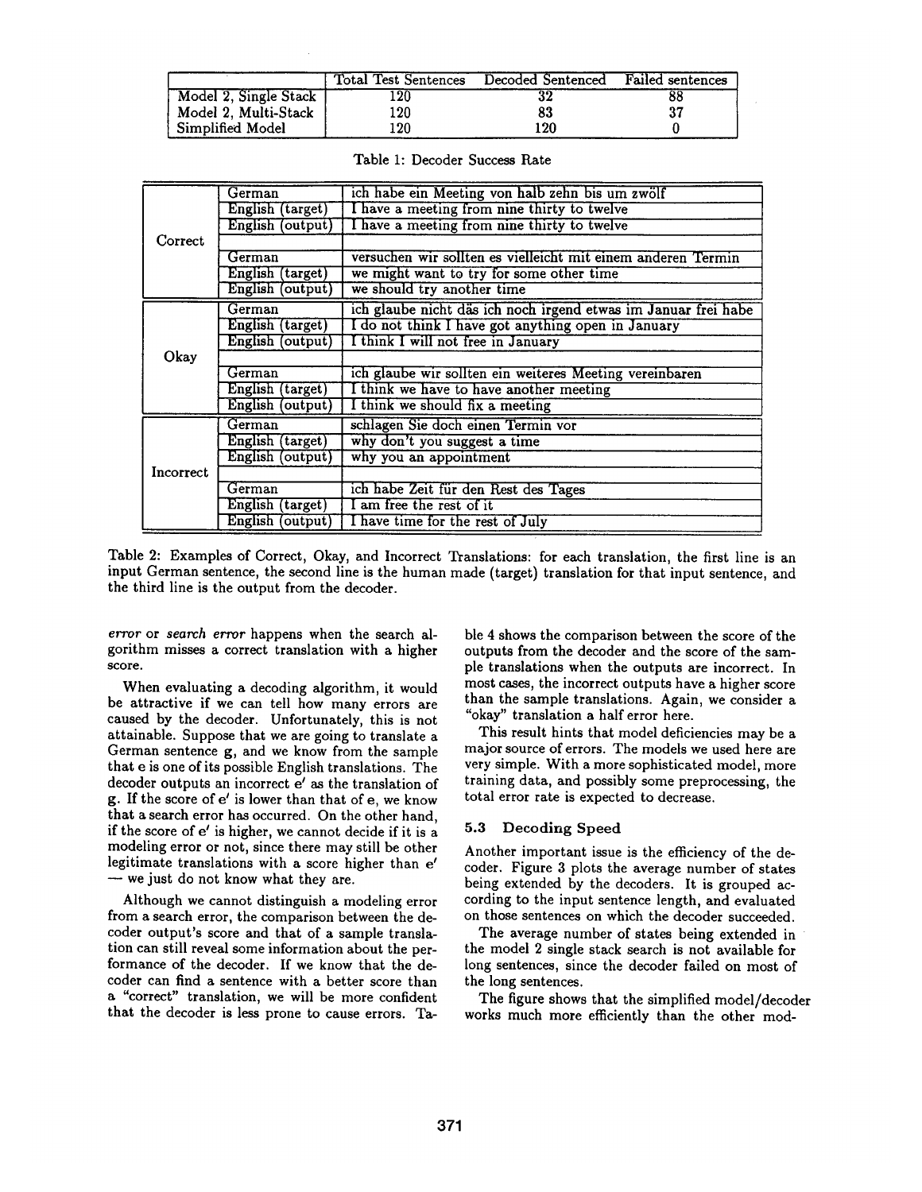| | Total Test Sentences | Decoded Sentenced | Failed sentences |
|---|---|---|---|
| Model 2, Single Stack | 120 | 32 | 88 |
| Model 2, Multi-Stack | 120 | 83 | 37 |
| Simplified Model | 120 | 120 | 0 |

Table 1: Decoder Success Rate

| | | |
|---|---|---|
| Correct | German | ich habe ein Meeting von halb zehn bis um zwölf |
| | English (target) | I have a meeting from nine thirty to twelve |
| | English (output) | I have a meeting from nine thirty to twelve |
| | | |
| | German | versuchen wir sollten es vielleicht mit einem anderen Termin |
| | English (target) | we might want to try for some other time |
| | English (output) | we should try another time |
| Okay | German | ich glaube nicht däs ich noch irgend etwas im Januar frei habe |
| | English (target) | I do not think I have got anything open in January |
| | English (output) | I think I will not free in January |
| | | |
| | German | ich glaube wir sollten ein weiteres Meeting vereinbaren |
| | English (target) | I think we have to have another meeting |
| | English (output) | I think we should fix a meeting |
| Incorrect | German | schlagen Sie doch einen Termin vor |
| | English (target) | why don't you suggest a time |
| | English (output) | why you an appointment |
| | | |
| | German | ich habe Zeit für den Rest des Tages |
| | English (target) | I am free the rest of it |
| | English (output) | I have time for the rest of July |

Table 2: Examples of Correct, Okay, and Incorrect Translations: for each translation, the first line is an input German sentence, the second line is the human made (target) translation for that input sentence, and the third line is the output from the decoder.

*error* or *search error* happens when the search algorithm misses a correct translation with a higher score.

When evaluating a decoding algorithm, it would be attractive if we can tell how many errors are caused by the decoder. Unfortunately, this is not attainable. Suppose that we are going to translate a German sentence **g**, and we know from the sample that **e** is one of its possible English translations. The decoder outputs an incorrect **e**$'$ as the translation of **g**. If the score of **e**$'$ is lower than that of **e**, we know that a search error has occurred. On the other hand, if the score of **e**$'$ is higher, we cannot decide if it is a modeling error or not, since there may still be other legitimate translations with a score higher than **e**$'$ — we just do not know what they are.

Although we cannot distinguish a modeling error from a search error, the comparison between the decoder output's score and that of a sample translation can still reveal some information about the performance of the decoder. If we know that the decoder can find a sentence with a better score than a "correct" translation, we will be more confident that the decoder is less prone to cause errors. Table 4 shows the comparison between the score of the outputs from the decoder and the score of the sample translations when the outputs are incorrect. In most cases, the incorrect outputs have a higher score than the sample translations. Again, we consider a "okay" translation a half error here.

This result hints that model deficiencies may be a major source of errors. The models we used here are very simple. With a more sophisticated model, more training data, and possibly some preprocessing, the total error rate is expected to decrease.

### 5.3 Decoding Speed

Another important issue is the efficiency of the decoder. Figure 3 plots the average number of states being extended by the decoders. It is grouped according to the input sentence length, and evaluated on those sentences on which the decoder succeeded.

The average number of states being extended in the model 2 single stack search is not available for long sentences, since the decoder failed on most of the long sentences.

The figure shows that the simplified model/decoder works much more efficiently than the other mod-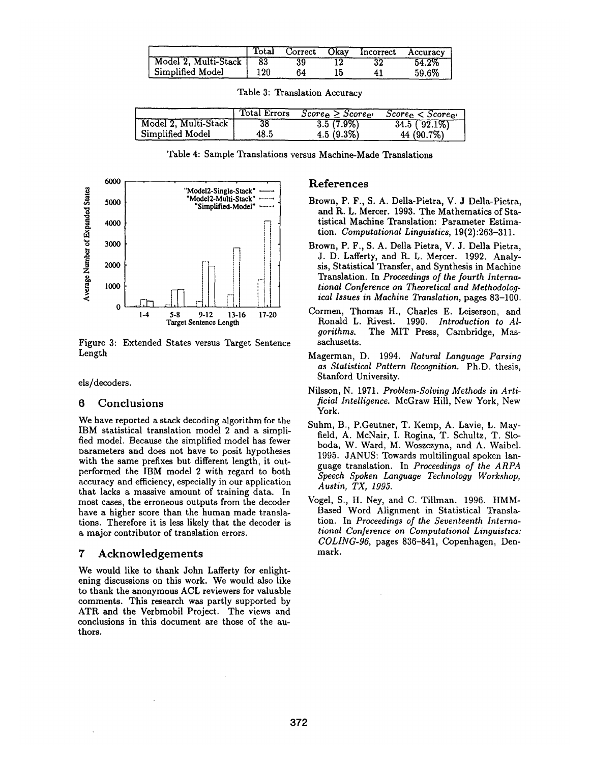| | Total | Correct | Okay | Incorrect | Accuracy |
|---|---|---|---|---|---|
| Model 2, Multi-Stack | 83 | 39 | 12 | 32 | 54.2% |
| Simplified Model | 120 | 64 | 15 | 41 | 59.6% |

Table 3: Translation Accuracy

| | Total Errors | $Score_{e} \geq Score_{e'}$ | $Score_{e} < Score_{e'}$ |
|---|---|---|---|
| Model 2, Multi-Stack | 38 | 3.5 (7.9%) | 34.5 ( 92.1%) |
| Simplified Model | 48.5 | 4.5 (9.3%) | 44 (90.7%) |

Table 4: Sample Translations versus Machine-Made Translations

Average Number of Expanded States

6000
5000
4000
3000
2000
1000
0

"Model2-Single-Stack"
"Model2-Multi-Stack"
"Simplified-Model"

1-4
5-8
9-12
13-16
17-20

Target Sentence Length

Figure 3: Extended States versus Target Sentence Length

els/decoders.

## 6 Conclusions

We have reported a stack decoding algorithm for the IBM statistical translation model 2 and a simplified model. Because the simplified model has fewer parameters and does not have to posit hypotheses with the same prefixes but different length, it outperformed the IBM model 2 with regard to both accuracy and efficiency, especially in our application that lacks a massive amount of training data. In most cases, the erroneous outputs from the decoder have a higher score than the human made translations. Therefore it is less likely that the decoder is a major contributor of translation errors.

## 7 Acknowledgements

We would like to thank John Lafferty for enlightening discussions on this work. We would also like to thank the anonymous ACL reviewers for valuable comments. This research was partly supported by ATR and the Verbmobil Project. The views and conclusions in this document are those of the authors.

## References

Brown, P. F., S. A. Della-Pietra, V. J Della-Pietra, and R. L. Mercer. 1993. The Mathematics of Statistical Machine Translation: Parameter Estimation. *Computational Linguistics*, 19(2):263–311.

Brown, P. F., S. A. Della Pietra, V. J. Della Pietra, J. D. Lafferty, and R. L. Mercer. 1992. Analysis, Statistical Transfer, and Synthesis in Machine Translation. In *Proceedings of the fourth International Conference on Theoretical and Methodological Issues in Machine Translation*, pages 83–100.

Cormen, Thomas H., Charles E. Leiserson, and Ronald L. Rivest. 1990. *Introduction to Algorithms*. The MIT Press, Cambridge, Massachusetts.

Magerman, D. 1994. *Natural Language Parsing as Statistical Pattern Recognition*. Ph.D. thesis, Stanford University.

Nilsson, N. 1971. *Problem-Solving Methods in Artificial Intelligence*. McGraw Hill, New York, New York.

Suhm, B., P.Geutner, T. Kemp, A. Lavie, L. Mayfield, A. McNair, I. Rogina, T. Schultz, T. Sloboda, W. Ward, M. Woszczyna, and A. Waibel. 1995. JANUS: Towards multilingual spoken language translation. In *Proceedings of the ARPA Speech Spoken Language Technology Workshop, Austin, TX, 1995*.

Vogel, S., H. Ney, and C. Tillman. 1996. HMM-Based Word Alignment in Statistical Translation. In *Proceedings of the Seventeenth International Conference on Computational Linguistics: COLING-96*, pages 836–841, Copenhagen, Denmark.